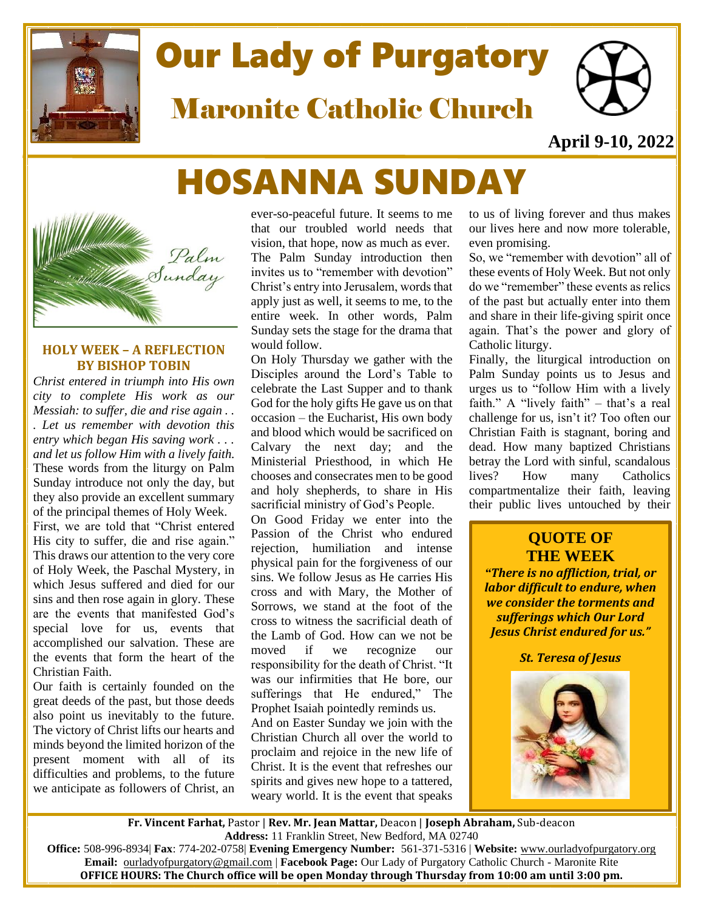# Our Lady of Purgatory

## Maronite Catholic Church

**April 9-10, 2022**

# HOSANNA SUNDAY

Palm Sunday

### HOLY WEEK – A REFLECTION BY BISHOP TOBIN

*Christ entered in triumph into His own city to complete His work as our Messiah: to suffer, die and rise again . . . Let us remember with devotion this entry which began His saving work . . . and let us follow Him with a lively faith.* These words from the liturgy on Palm Sunday introduce not only the day, but they also provide an excellent summary of the principal themes of Holy Week.

First, we are told that "Christ entered His city to suffer, die and rise again." This draws our attention to the very core of Holy Week, the Paschal Mystery, in which Jesus suffered and died for our sins and then rose again in glory. These are the events that manifested God's special love for us, events that accomplished our salvation. These are the events that form the heart of the Christian Faith.

Our faith is certainly founded on the great deeds of the past, but those deeds also point us inevitably to the future. The victory of Christ lifts our hearts and minds beyond the limited horizon of the present moment with all of its difficulties and problems, to the future we anticipate as followers of Christ, an ever-so-peaceful future. It seems to me that our troubled world needs that vision, that hope, now as much as ever.

The Palm Sunday introduction then invites us to "remember with devotion" Christ's entry into Jerusalem, words that apply just as well, it seems to me, to the entire week. In other words, Palm Sunday sets the stage for the drama that would follow.

On Holy Thursday we gather with the Disciples around the Lord's Table to celebrate the Last Supper and to thank God for the holy gifts He gave us on that occasion – the Eucharist, His own body and blood which would be sacrificed on Calvary the next day; and the Ministerial Priesthood, in which He chooses and consecrates men to be good and holy shepherds, to share in His sacrificial ministry of God's People.

On Good Friday we enter into the Passion of the Christ who endured rejection, humiliation and intense physical pain for the forgiveness of our sins. We follow Jesus as He carries His cross and with Mary, the Mother of Sorrows, we stand at the foot of the cross to witness the sacrificial death of the Lamb of God. How can we not be moved if we recognize our responsibility for the death of Christ. "It was our infirmities that He bore, our sufferings that He endured," The Prophet Isaiah pointedly reminds us.

And on Easter Sunday we join with the Christian Church all over the world to proclaim and rejoice in the new life of Christ. It is the event that refreshes our spirits and gives new hope to a tattered, weary world. It is the event that speaks to us of living forever and thus makes our lives here and now more tolerable, even promising.

So, we "remember with devotion" all of these events of Holy Week. But not only do we "remember" these events as relics of the past but actually enter into them and share in their life-giving spirit once again. That's the power and glory of Catholic liturgy.

Finally, the liturgical introduction on Palm Sunday points us to Jesus and urges us to "follow Him with a lively faith." A "lively faith" – that's a real challenge for us, isn't it? Too often our Christian Faith is stagnant, boring and dead. How many baptized Christians betray the Lord with sinful, scandalous lives? How many Catholics compartmentalize their faith, leaving their public lives untouched by their

### QUOTE OF THE WEEK

***"There is no affliction, trial, or labor difficult to endure, when we consider the torments and sufferings which Our Lord Jesus Christ endured for us."***

***St. Teresa of Jesus***

**Fr. Vincent Farhat,** Pastor | **Rev. Mr. Jean Mattar,** Deacon | **Joseph Abraham,** Sub-deacon
**Address:** 11 Franklin Street, New Bedford, MA 02740
**Office:** 508-996-8934| **Fax**: 774-202-0758| **Evening Emergency Number:** 561-371-5316 | **Website:** www.ourladyofpurgatory.org
**Email:** ourladyofpurgatory@gmail.com | **Facebook Page:** Our Lady of Purgatory Catholic Church - Maronite Rite
**OFFICE HOURS: The Church office will be open Monday through Thursday from 10:00 am until 3:00 pm.**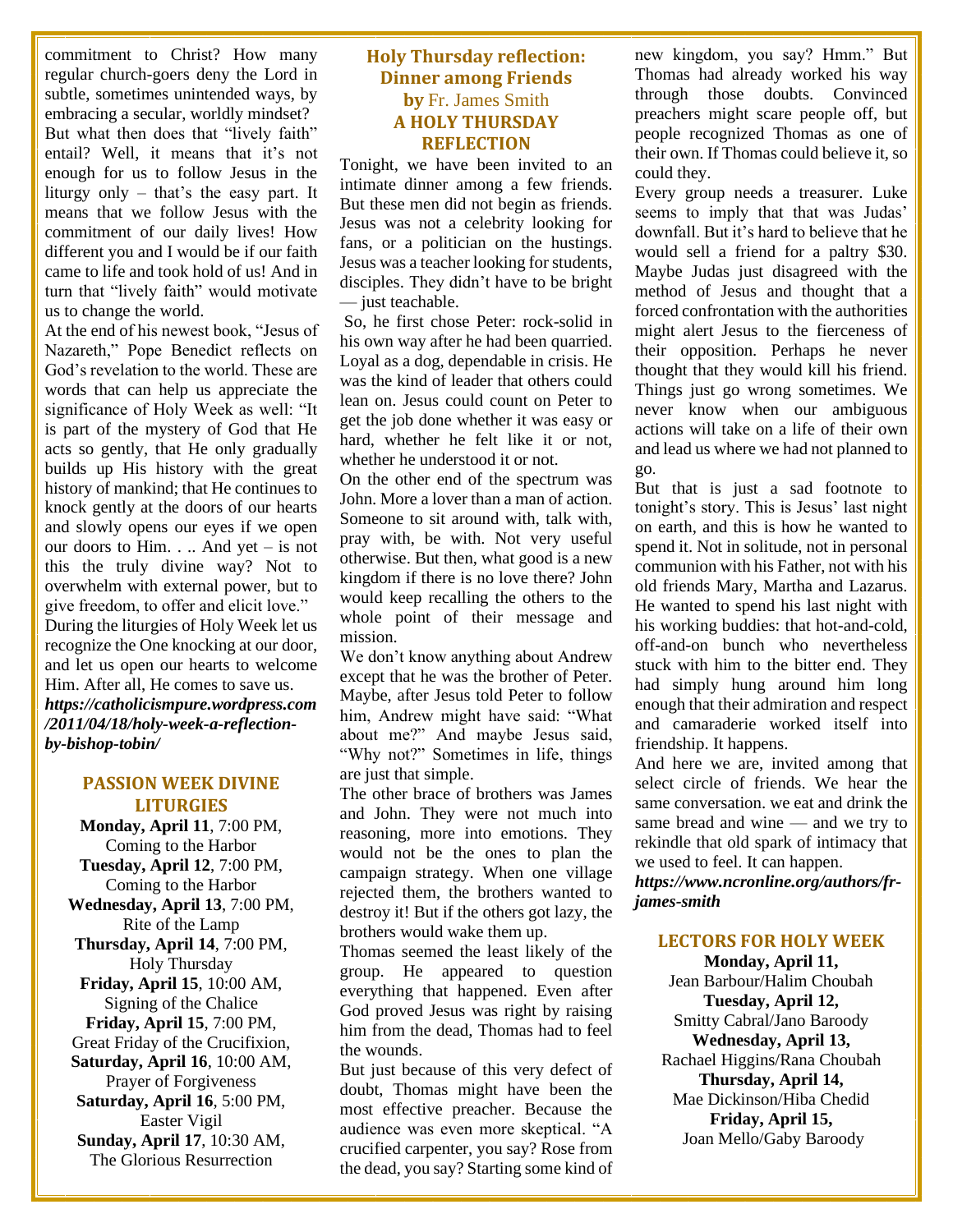commitment to Christ? How many regular church-goers deny the Lord in subtle, sometimes unintended ways, by embracing a secular, worldly mindset? But what then does that "lively faith" entail? Well, it means that it's not enough for us to follow Jesus in the liturgy only – that's the easy part. It means that we follow Jesus with the commitment of our daily lives! How different you and I would be if our faith came to life and took hold of us! And in turn that "lively faith" would motivate us to change the world.

At the end of his newest book, "Jesus of Nazareth," Pope Benedict reflects on God's revelation to the world. These are words that can help us appreciate the significance of Holy Week as well: "It is part of the mystery of God that He acts so gently, that He only gradually builds up His history with the great history of mankind; that He continues to knock gently at the doors of our hearts and slowly opens our eyes if we open our doors to Him. . .. And yet – is not this the truly divine way? Not to overwhelm with external power, but to give freedom, to offer and elicit love."

During the liturgies of Holy Week let us recognize the One knocking at our door, and let us open our hearts to welcome Him. After all, He comes to save us.

***https://catholicismpure.wordpress.com/2011/04/18/holy-week-a-reflection-by-bishop-tobin/***

## PASSION WEEK DIVINE LITURGIES

**Monday, April 11**, 7:00 PM, Coming to the Harbor

**Tuesday, April 12**, 7:00 PM, Coming to the Harbor

**Wednesday, April 13**, 7:00 PM, Rite of the Lamp

**Thursday, April 14**, 7:00 PM, Holy Thursday

**Friday, April 15**, 10:00 AM, Signing of the Chalice

**Friday, April 15**, 7:00 PM, Great Friday of the Crucifixion,

**Saturday, April 16**, 10:00 AM, Prayer of Forgiveness

**Saturday, April 16**, 5:00 PM, Easter Vigil

**Sunday, April 17**, 10:30 AM, The Glorious Resurrection

## Holy Thursday reflection: Dinner among Friends

**by** Fr. James Smith

### A HOLY THURSDAY REFLECTION

Tonight, we have been invited to an intimate dinner among a few friends. But these men did not begin as friends. Jesus was not a celebrity looking for fans, or a politician on the hustings. Jesus was a teacher looking for students, disciples. They didn't have to be bright — just teachable.

So, he first chose Peter: rock-solid in his own way after he had been quarried. Loyal as a dog, dependable in crisis. He was the kind of leader that others could lean on. Jesus could count on Peter to get the job done whether it was easy or hard, whether he felt like it or not, whether he understood it or not.

On the other end of the spectrum was John. More a lover than a man of action. Someone to sit around with, talk with, pray with, be with. Not very useful otherwise. But then, what good is a new kingdom if there is no love there? John would keep recalling the others to the whole point of their message and mission.

We don't know anything about Andrew except that he was the brother of Peter. Maybe, after Jesus told Peter to follow him, Andrew might have said: "What about me?" And maybe Jesus said, "Why not?" Sometimes in life, things are just that simple.

The other brace of brothers was James and John. They were not much into reasoning, more into emotions. They would not be the ones to plan the campaign strategy. When one village rejected them, the brothers wanted to destroy it! But if the others got lazy, the brothers would wake them up.

Thomas seemed the least likely of the group. He appeared to question everything that happened. Even after God proved Jesus was right by raising him from the dead, Thomas had to feel the wounds.

But just because of this very defect of doubt, Thomas might have been the most effective preacher. Because the audience was even more skeptical. "A crucified carpenter, you say? Rose from the dead, you say? Starting some kind of new kingdom, you say? Hmm." But Thomas had already worked his way through those doubts. Convinced preachers might scare people off, but people recognized Thomas as one of their own. If Thomas could believe it, so could they.

Every group needs a treasurer. Luke seems to imply that that was Judas' downfall. But it's hard to believe that he would sell a friend for a paltry $30. Maybe Judas just disagreed with the method of Jesus and thought that a forced confrontation with the authorities might alert Jesus to the fierceness of their opposition. Perhaps he never thought that they would kill his friend. Things just go wrong sometimes. We never know when our ambiguous actions will take on a life of their own and lead us where we had not planned to go.

But that is just a sad footnote to tonight's story. This is Jesus' last night on earth, and this is how he wanted to spend it. Not in solitude, not in personal communion with his Father, not with his old friends Mary, Martha and Lazarus. He wanted to spend his last night with his working buddies: that hot-and-cold, off-and-on bunch who nevertheless stuck with him to the bitter end. They had simply hung around him long enough that their admiration and respect and camaraderie worked itself into friendship. It happens.

And here we are, invited among that select circle of friends. We hear the same conversation. we eat and drink the same bread and wine — and we try to rekindle that old spark of intimacy that we used to feel. It can happen.

***https://www.ncronline.org/authors/fr-james-smith***

## LECTORS FOR HOLY WEEK

**Monday, April 11,**
Jean Barbour/Halim Choubah

**Tuesday, April 12,**
Smitty Cabral/Jano Baroody

**Wednesday, April 13,**
Rachael Higgins/Rana Choubah

**Thursday, April 14,**
Mae Dickinson/Hiba Chedid

**Friday, April 15,**
Joan Mello/Gaby Baroody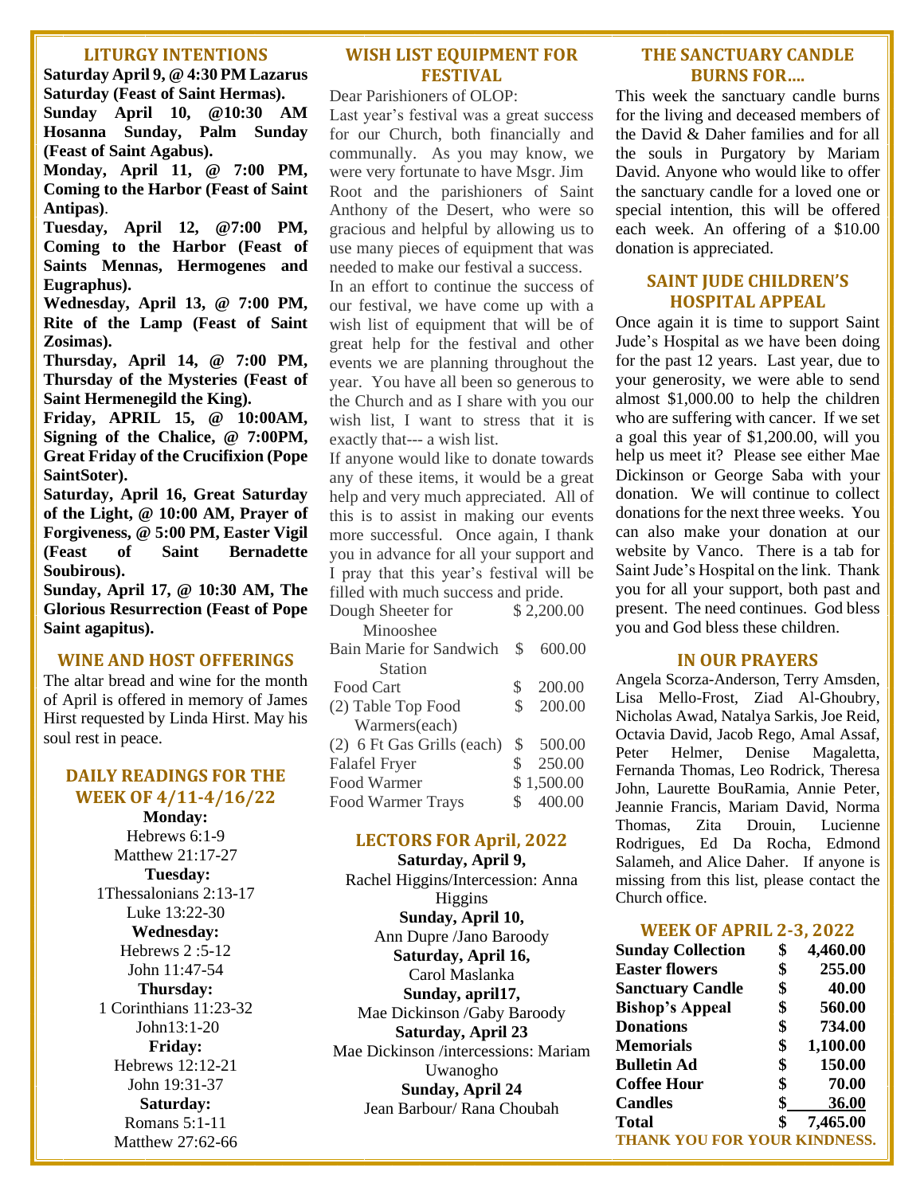## LITURGY INTENTIONS

**Saturday April 9, @ 4:30 PM Lazarus Saturday (Feast of Saint Hermas).**

**Sunday April 10, @10:30 AM Hosanna Sunday, Palm Sunday (Feast of Saint Agabus).**

**Monday, April 11, @ 7:00 PM, Coming to the Harbor (Feast of Saint Antipas)**.

**Tuesday, April 12, @7:00 PM, Coming to the Harbor (Feast of Saints Mennas, Hermogenes and Eugraphus).**

**Wednesday, April 13, @ 7:00 PM, Rite of the Lamp (Feast of Saint Zosimas).**

**Thursday, April 14, @ 7:00 PM, Thursday of the Mysteries (Feast of Saint Hermenegild the King).**

**Friday, APRIL 15, @ 10:00AM, Signing of the Chalice, @ 7:00PM, Great Friday of the Crucifixion (Pope SaintSoter).**

**Saturday, April 16, Great Saturday of the Light, @ 10:00 AM, Prayer of Forgiveness, @ 5:00 PM, Easter Vigil (Feast of Saint Bernadette Soubirous).**

**Sunday, April 17, @ 10:30 AM, The Glorious Resurrection (Feast of Pope Saint agapitus).**

## WINE AND HOST OFFERINGS

The altar bread and wine for the month of April is offered in memory of James Hirst requested by Linda Hirst. May his soul rest in peace.

## DAILY READINGS FOR THE WEEK OF 4/11-4/16/22

**Monday:**
Hebrews 6:1-9
Matthew 21:17-27

**Tuesday:**
1Thessalonians 2:13-17
Luke 13:22-30

**Wednesday:**
Hebrews 2 :5-12
John 11:47-54

**Thursday:**
1 Corinthians 11:23-32
John13:1-20

**Friday:**
Hebrews 12:12-21
John 19:31-37

**Saturday:**
Romans 5:1-11
Matthew 27:62-66

## WISH LIST EQUIPMENT FOR FESTIVAL

Dear Parishioners of OLOP:

Last year's festival was a great success for our Church, both financially and communally. As you may know, we were very fortunate to have Msgr. Jim Root and the parishioners of Saint Anthony of the Desert, who were so gracious and helpful by allowing us to use many pieces of equipment that was needed to make our festival a success.

In an effort to continue the success of our festival, we have come up with a wish list of equipment that will be of great help for the festival and other events we are planning throughout the year. You have all been so generous to the Church and as I share with you our wish list, I want to stress that it is exactly that--- a wish list.

If anyone would like to donate towards any of these items, it would be a great help and very much appreciated. All of this is to assist in making our events more successful. Once again, I thank you in advance for all your support and I pray that this year's festival will be filled with much success and pride.

| Item | Cost |
|---|---|
| Dough Sheeter for Minooshee | $ 2,200.00 |
| Bain Marie for Sandwich Station | $ 600.00 |
| Food Cart | $ 200.00 |
| (2) Table Top Food Warmers(each) | $ 200.00 |
| (2) 6 Ft Gas Grills (each) | $ 500.00 |
| Falafel Fryer | $ 250.00 |
| Food Warmer | $ 1,500.00 |
| Food Warmer Trays | $ 400.00 |

## LECTORS FOR April, 2022

**Saturday, April 9,**
Rachel Higgins/Intercession: Anna Higgins

**Sunday, April 10,**
Ann Dupre /Jano Baroody

**Saturday, April 16,**
Carol Maslanka

**Sunday, april17,**
Mae Dickinson /Gaby Baroody

**Saturday, April 23**
Mae Dickinson /intercessions: Mariam Uwanogho

**Sunday, April 24**
Jean Barbour/ Rana Choubah

## THE SANCTUARY CANDLE BURNS FOR….

This week the sanctuary candle burns for the living and deceased members of the David & Daher families and for all the souls in Purgatory by Mariam David. Anyone who would like to offer the sanctuary candle for a loved one or special intention, this will be offered each week. An offering of a $10.00 donation is appreciated.

## SAINT JUDE CHILDREN'S HOSPITAL APPEAL

Once again it is time to support Saint Jude's Hospital as we have been doing for the past 12 years. Last year, due to your generosity, we were able to send almost $1,000.00 to help the children who are suffering with cancer. If we set a goal this year of $1,200.00, will you help us meet it? Please see either Mae Dickinson or George Saba with your donation. We will continue to collect donations for the next three weeks. You can also make your donation at our website by Vanco. There is a tab for Saint Jude's Hospital on the link. Thank you for all your support, both past and present. The need continues. God bless you and God bless these children.

## IN OUR PRAYERS

Angela Scorza-Anderson, Terry Amsden, Lisa Mello-Frost, Ziad Al-Ghoubry, Nicholas Awad, Natalya Sarkis, Joe Reid, Octavia David, Jacob Rego, Amal Assaf, Peter Helmer, Denise Magaletta, Fernanda Thomas, Leo Rodrick, Theresa John, Laurette BouRamia, Annie Peter, Jeannie Francis, Mariam David, Norma Thomas, Zita Drouin, Lucienne Rodrigues, Ed Da Rocha, Edmond Salameh, and Alice Daher. If anyone is missing from this list, please contact the Church office.

## WEEK OF APRIL 2-3, 2022

| | |
|---|---|
| **Sunday Collection** | **$ 4,460.00** |
| **Easter flowers** | **$ 255.00** |
| **Sanctuary Candle** | **$ 40.00** |
| **Bishop's Appeal** | **$ 560.00** |
| **Donations** | **$ 734.00** |
| **Memorials** | **$ 1,100.00** |
| **Bulletin Ad** | **$ 150.00** |
| **Coffee Hour** | **$ 70.00** |
| **Candles** | **$ 36.00** |
| **Total** | **$ 7,465.00** |

**THANK YOU FOR YOUR KINDNESS.**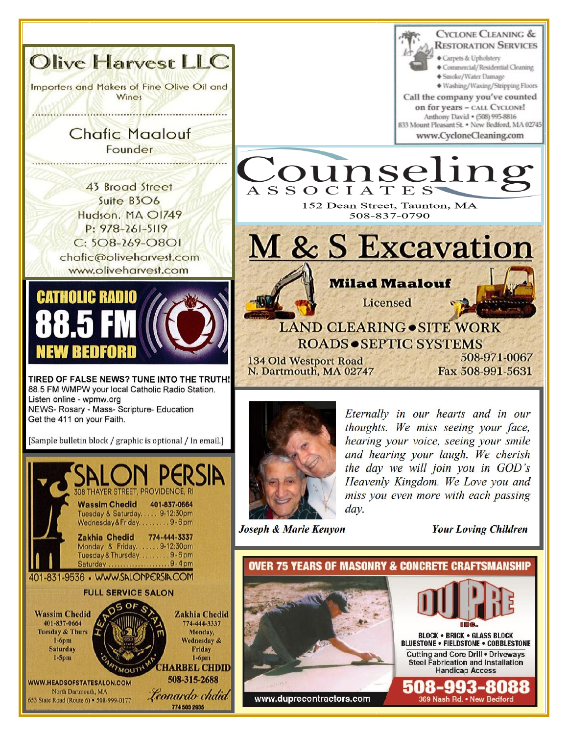## Olive Harvest LLC

Importers and Makers of Fine Olive Oil and Wines

Chafic Maalouf
Founder

43 Broad Street
Suite B306
Hudson, MA 01749
P: 978-261-5119
C: 508-269-0801
chafic@oliveharvest.com
www.oliveharvest.com

## CATHOLIC RADIO 88.5 FM NEW BEDFORD

TIRED OF FALSE NEWS? TUNE INTO THE TRUTH!
88.5 FM WMPW your local Catholic Radio Station.
Listen online - wpmw.org
NEWS- Rosary - Mass- Scripture- Education
Get the 411 on your Faith.

[Sample bulletin block / graphic is optional / In email.]

## SALON PERSIA

308 THAYER STREET, PROVIDENCE, RI

**Wassim Chedid** 401-837-0664
Tuesday & Saturday..... 9-12:30pm
Wednesday&Friday......... 9-6pm

**Zakhia Chedid** 774-444-3337
Monday & Friday....... 9-12:30pm
Tuesday & Thursday......... 9-6pm
Saturday .................... 9-4pm

401-831-9536 • WWW.SALONPERSIA.COM

**FULL SERVICE SALON**

HEADS OF STATE · DARTMOUTH, MA

Wassim Chedid
401-837-0664
Tuesday & Thurs
1-6pm
Saturday
1-5pm

Zakhia Chedid
774-444-3337
Monday,
Wednesday &
Friday
1-6pm

CHARBEL CHDID
508-315-2688

Leonardo chdid
774 503 2935

WWW.HEADSOFSTATESALON.COM
North Dartmouth, MA
653 State Road (Route 6) • 508-999-0177

## Cyclone Cleaning & Restoration Services

- Carpets & Upholstery
- Commercial/Residential Cleaning
- Smoke/Water Damage
- Washing/Waxing/Stripping Floors

Call the company you've counted on for years – CALL CYCLONE!
Anthony David • (508) 995-8816
833 Mount Pleasant St. • New Bedford, MA 02745
www.CycloneCleaning.com

## Counseling Associates

152 Dean Street, Taunton, MA
508-837-0790

## M & S Excavation

**Milad Maalouf**
Licensed

LAND CLEARING • SITE WORK
ROADS • SEPTIC SYSTEMS

134 Old Westport Road
N. Dartmouth, MA 02747

508-971-0067
Fax 508-991-5631

*Eternally in our hearts and in our thoughts. We miss seeing your face, hearing your voice, seeing your smile and hearing your laugh. We cherish the day we will join you in GOD's Heavenly Kingdom. We Love you and miss you even more with each passing day.*

***Joseph & Marie Kenyon*** ***Your Loving Children***

## OVER 75 YEARS OF MASONRY & CONCRETE CRAFTSMANSHIP

DUPRE INC.

BLOCK • BRICK • GLASS BLOCK
BLUESTONE • FIELDSTONE • COBBLESTONE
Cutting and Core Drill • Driveways
Steel Fabrication and Installation
Handicap Access

508-993-8088
369 Nash Rd. • New Bedford

www.duprecontractors.com